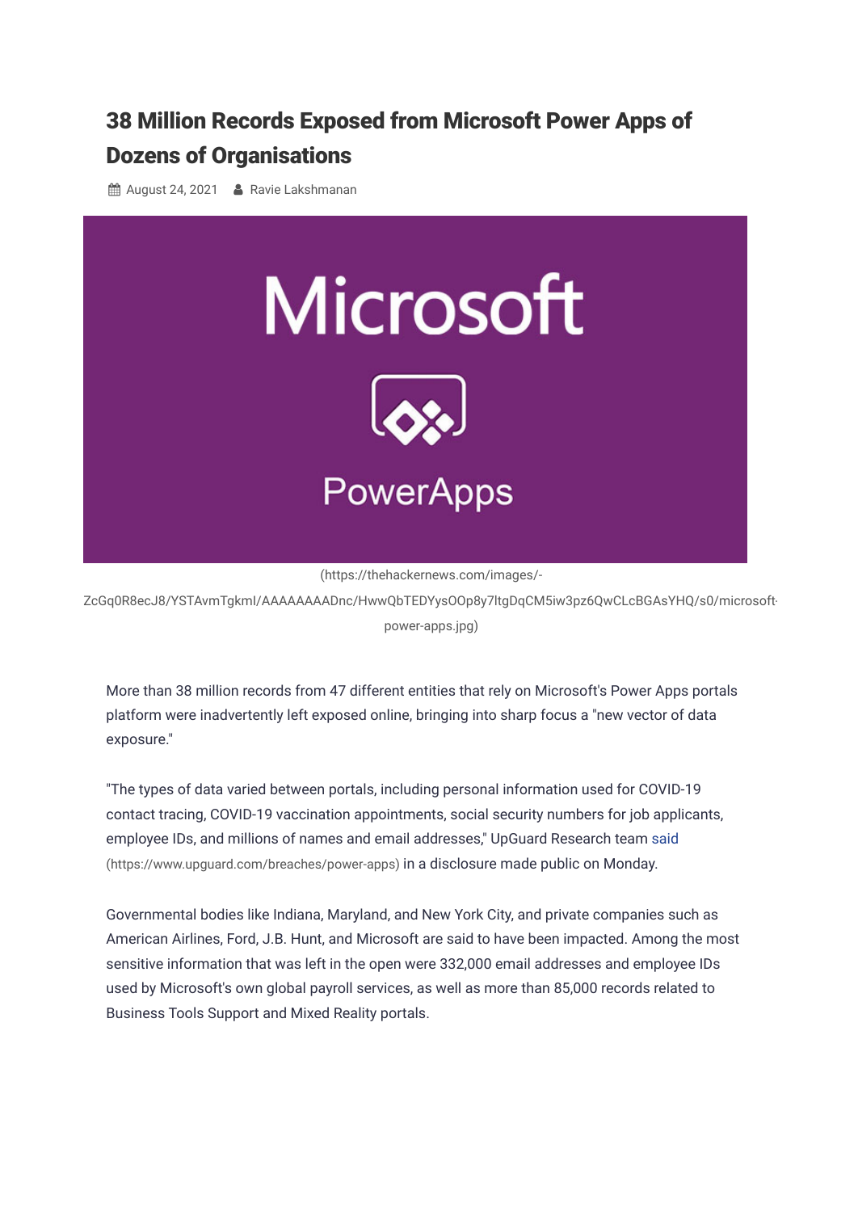# 38 Million Records Exposed from Microsoft Power Apps of Dozens of Organisations

August 24, 2021 Ravie Lakshmanan

(https://thehackernews.com/images/-ZcGq0R8ecJ8/YSTAvmTgkmI/AAAAAAAADnc/HwwQbTEDYysOOp8y7ltgDqCM5iw3pz6QwCLcBGAsYHQ/s0/microsoft-power-apps.jpg)

More than 38 million records from 47 different entities that rely on Microsoft's Power Apps portals platform were inadvertently left exposed online, bringing into sharp focus a "new vector of data exposure."

"The types of data varied between portals, including personal information used for COVID-19 contact tracing, COVID-19 vaccination appointments, social security numbers for job applicants, employee IDs, and millions of names and email addresses," UpGuard Research team said (https://www.upguard.com/breaches/power-apps) in a disclosure made public on Monday.

Governmental bodies like Indiana, Maryland, and New York City, and private companies such as American Airlines, Ford, J.B. Hunt, and Microsoft are said to have been impacted. Among the most sensitive information that was left in the open were 332,000 email addresses and employee IDs used by Microsoft's own global payroll services, as well as more than 85,000 records related to Business Tools Support and Mixed Reality portals.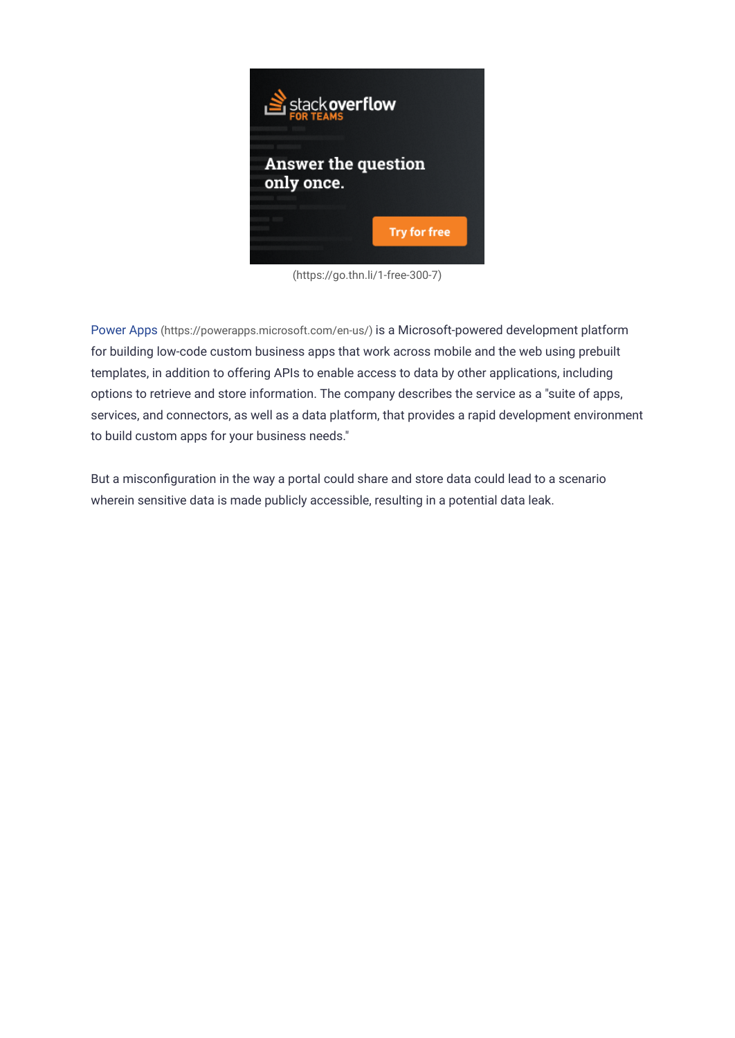(https://go.thn.li/1-free-300-7)

Power Apps (https://powerapps.microsoft.com/en-us/) is a Microsoft-powered development platform for building low-code custom business apps that work across mobile and the web using prebuilt templates, in addition to offering APIs to enable access to data by other applications, including options to retrieve and store information. The company describes the service as a "suite of apps, services, and connectors, as well as a data platform, that provides a rapid development environment to build custom apps for your business needs."

But a misconfiguration in the way a portal could share and store data could lead to a scenario wherein sensitive data is made publicly accessible, resulting in a potential data leak.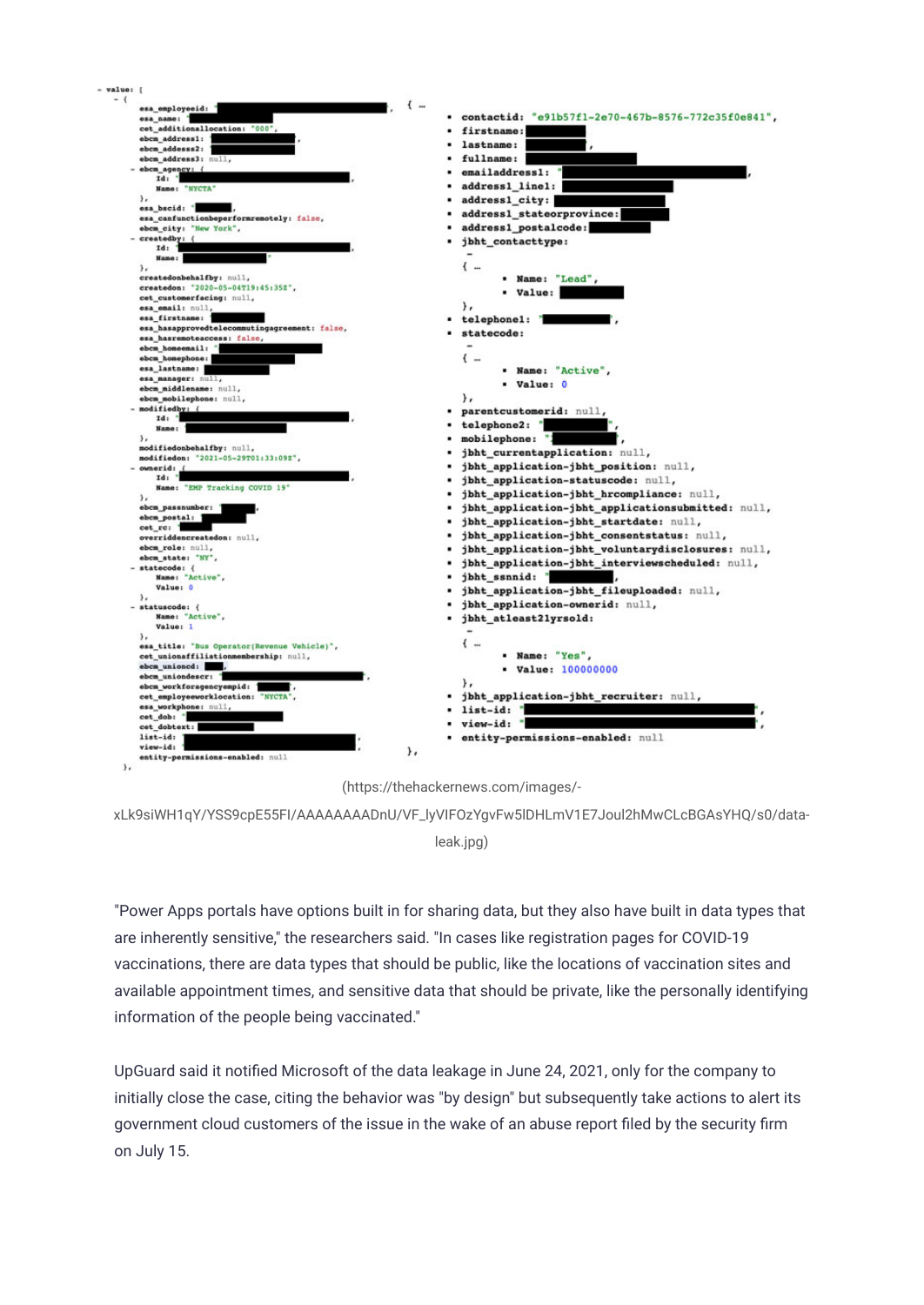(https://thehackernews.com/images/-xLk9siWH1qY/YSS9cpE55FI/AAAAAAAADnU/VF_lyVIFOzYgvFw5lDHLmV1E7Joul2hMwCLcBGAsYHQ/s0/data-leak.jpg)

"Power Apps portals have options built in for sharing data, but they also have built in data types that are inherently sensitive," the researchers said. "In cases like registration pages for COVID-19 vaccinations, there are data types that should be public, like the locations of vaccination sites and available appointment times, and sensitive data that should be private, like the personally identifying information of the people being vaccinated."

UpGuard said it notified Microsoft of the data leakage in June 24, 2021, only for the company to initially close the case, citing the behavior was "by design" but subsequently take actions to alert its government cloud customers of the issue in the wake of an abuse report filed by the security firm on July 15.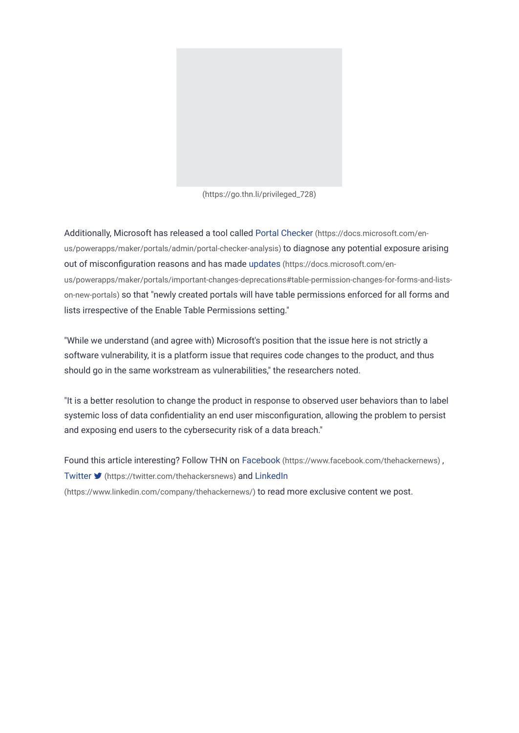(https://go.thn.li/privileged_728)

Additionally, Microsoft has released a tool called Portal Checker (https://docs.microsoft.com/en-us/powerapps/maker/portals/admin/portal-checker-analysis) to diagnose any potential exposure arising out of misconfiguration reasons and has made updates (https://docs.microsoft.com/en-us/powerapps/maker/portals/important-changes-deprecations#table-permission-changes-for-forms-and-lists-on-new-portals) so that "newly created portals will have table permissions enforced for all forms and lists irrespective of the Enable Table Permissions setting."

"While we understand (and agree with) Microsoft's position that the issue here is not strictly a software vulnerability, it is a platform issue that requires code changes to the product, and thus should go in the same workstream as vulnerabilities," the researchers noted.

"It is a better resolution to change the product in response to observed user behaviors than to label systemic loss of data confidentiality an end user misconfiguration, allowing the problem to persist and exposing end users to the cybersecurity risk of a data breach."

Found this article interesting? Follow THN on Facebook (https://www.facebook.com/thehackernews) , Twitter (https://twitter.com/thehackersnews) and LinkedIn (https://www.linkedin.com/company/thehackernews/) to read more exclusive content we post.